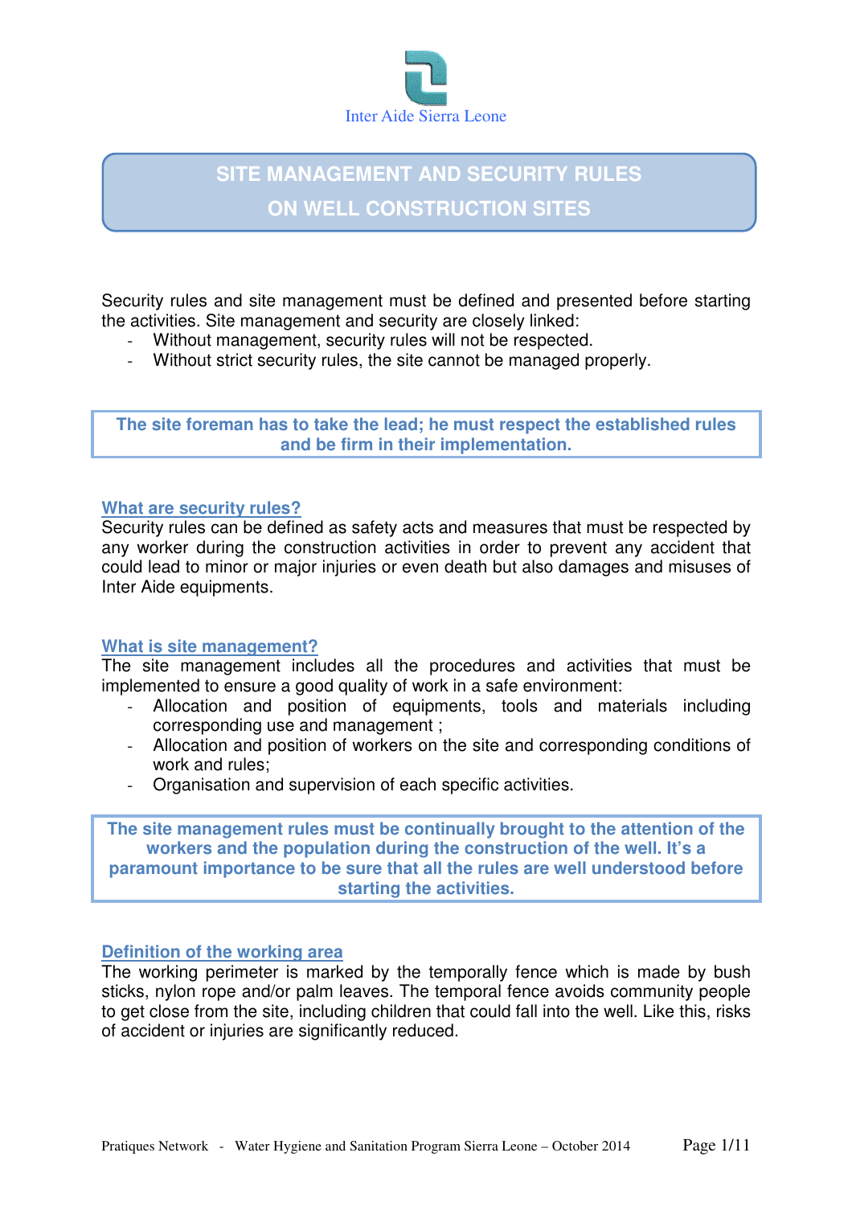Inter Aide Sierra Leone

# SITE MANAGEMENT AND SECURITY RULES ON WELL CONSTRUCTION SITES

Security rules and site management must be defined and presented before starting the activities. Site management and security are closely linked:

- Without management, security rules will not be respected.
- Without strict security rules, the site cannot be managed properly.

**The site foreman has to take the lead; he must respect the established rules and be firm in their implementation.**

## What are security rules?

Security rules can be defined as safety acts and measures that must be respected by any worker during the construction activities in order to prevent any accident that could lead to minor or major injuries or even death but also damages and misuses of Inter Aide equipments.

## What is site management?

The site management includes all the procedures and activities that must be implemented to ensure a good quality of work in a safe environment:

- Allocation and position of equipments, tools and materials including corresponding use and management ;
- Allocation and position of workers on the site and corresponding conditions of work and rules;
- Organisation and supervision of each specific activities.

**The site management rules must be continually brought to the attention of the workers and the population during the construction of the well. It's a paramount importance to be sure that all the rules are well understood before starting the activities.**

## Definition of the working area

The working perimeter is marked by the temporally fence which is made by bush sticks, nylon rope and/or palm leaves. The temporal fence avoids community people to get close from the site, including children that could fall into the well. Like this, risks of accident or injuries are significantly reduced.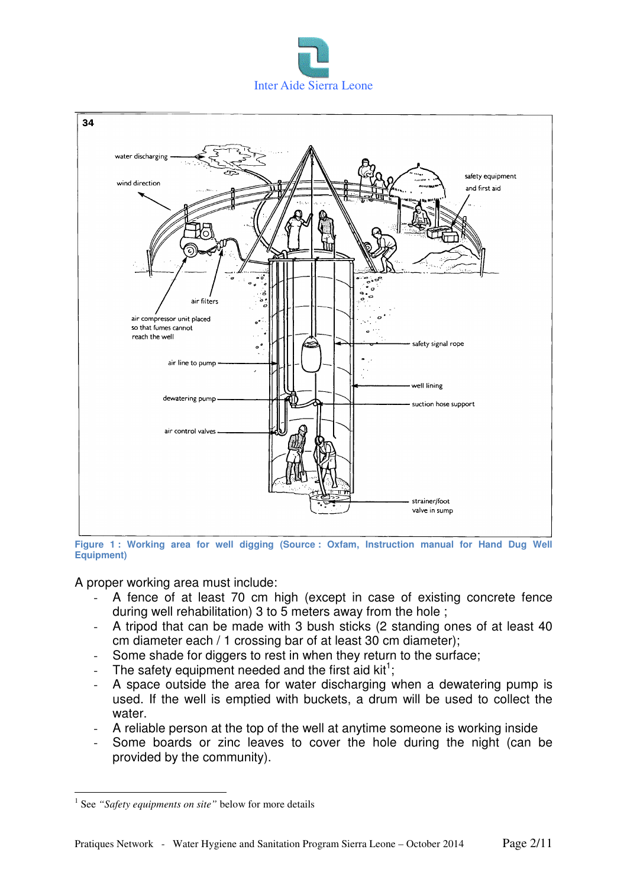**Figure 1 : Working area for well digging (Source : Oxfam, Instruction manual for Hand Dug Well Equipment)**

A proper working area must include:

- A fence of at least 70 cm high (except in case of existing concrete fence during well rehabilitation) 3 to 5 meters away from the hole ;
- A tripod that can be made with 3 bush sticks (2 standing ones of at least 40 cm diameter each / 1 crossing bar of at least 30 cm diameter);
- Some shade for diggers to rest in when they return to the surface;
- The safety equipment needed and the first aid kit[1];
- A space outside the area for water discharging when a dewatering pump is used. If the well is emptied with buckets, a drum will be used to collect the water.
- A reliable person at the top of the well at anytime someone is working inside
- Some boards or zinc leaves to cover the hole during the night (can be provided by the community).

[1] See *"Safety equipments on site"* below for more details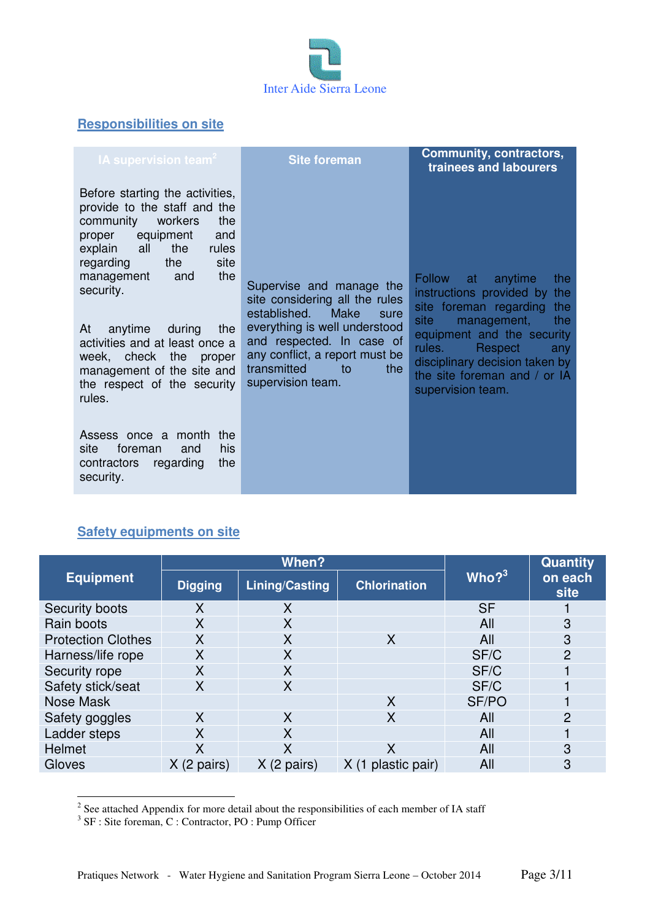Inter Aide Sierra Leone

## Responsibilities on site

| IA supervision team[2] | Site foreman | Community, contractors, trainees and labourers |
|---|---|---|
| Before starting the activities, provide to the staff and the community workers the proper equipment and explain all the rules regarding the site management and the security.<br><br>At anytime during the activities and at least once a week, check the proper management of the site and the respect of the security rules.<br><br>Assess once a month the site foreman and his contractors regarding the security. | Supervise and manage the site considering all the rules established. Make sure everything is well understood and respected. In case of any conflict, a report must be transmitted to the supervision team. | Follow at anytime the instructions provided by the site foreman regarding the site management, the equipment and the security rules. Respect any disciplinary decision taken by the site foreman and / or IA supervision team. |

## Safety equipments on site

| Equipment | When? | | | Who?[3] | Quantity on each site |
|---|---|---|---|---|---|
| | Digging | Lining/Casting | Chlorination | | |
| Security boots | X | X | | SF | 1 |
| Rain boots | X | X | | All | 3 |
| Protection Clothes | X | X | X | All | 3 |
| Harness/life rope | X | X | | SF/C | 2 |
| Security rope | X | X | | SF/C | 1 |
| Safety stick/seat | X | X | | SF/C | 1 |
| Nose Mask | | | X | SF/PO | 1 |
| Safety goggles | X | X | X | All | 2 |
| Ladder steps | X | X | | All | 1 |
| Helmet | X | X | X | All | 3 |
| Gloves | X (2 pairs) | X (2 pairs) | X (1 plastic pair) | All | 3 |

[2] See attached Appendix for more detail about the responsibilities of each member of IA staff

[3] SF : Site foreman, C : Contractor, PO : Pump Officer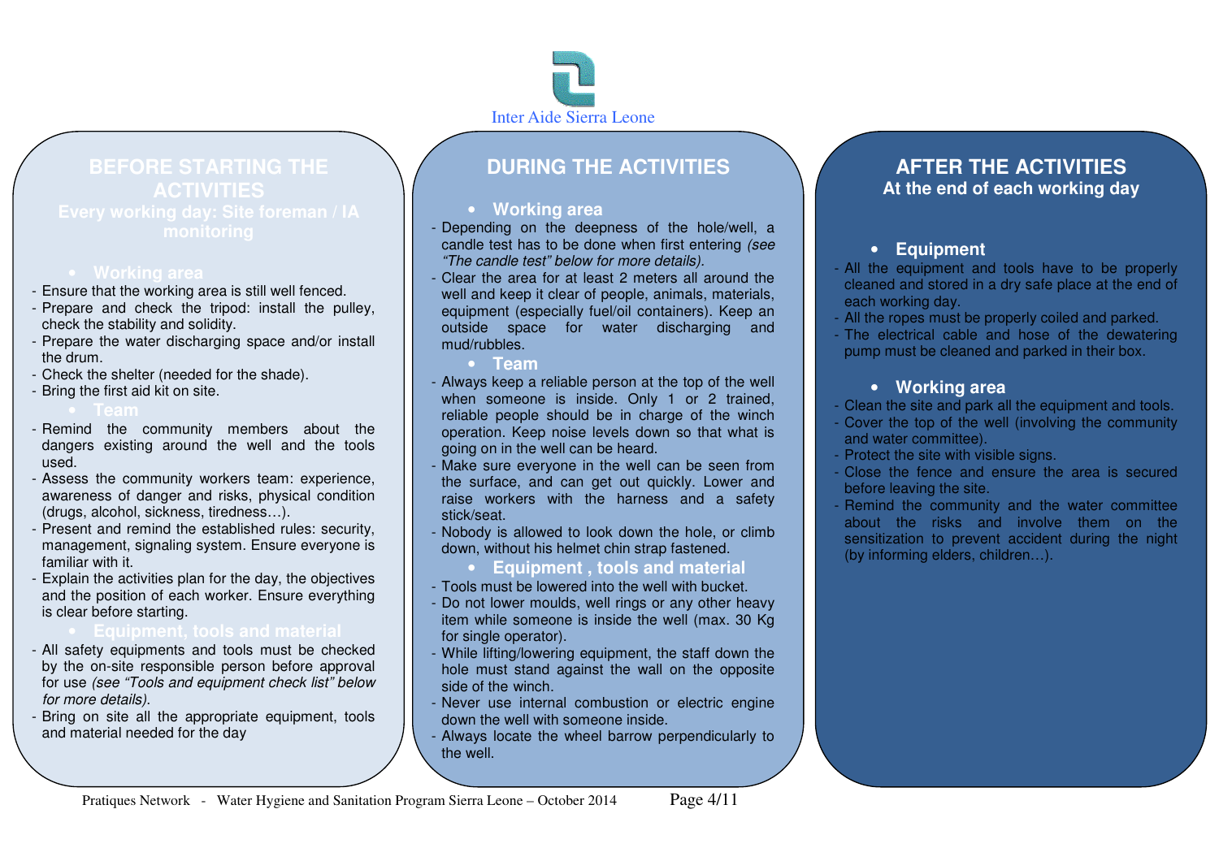Inter Aide Sierra Leone

## BEFORE STARTING THE ACTIVITIES

**Every working day: Site foreman / IA monitoring**

### Working area

- Ensure that the working area is still well fenced.
- Prepare and check the tripod: install the pulley, check the stability and solidity.
- Prepare the water discharging space and/or install the drum.
- Check the shelter (needed for the shade).
- Bring the first aid kit on site.

### Team

- Remind the community members about the dangers existing around the well and the tools used.
- Assess the community workers team: experience, awareness of danger and risks, physical condition (drugs, alcohol, sickness, tiredness…).
- Present and remind the established rules: security, management, signaling system. Ensure everyone is familiar with it.
- Explain the activities plan for the day, the objectives and the position of each worker. Ensure everything is clear before starting.

### Equipment, tools and material

- All safety equipments and tools must be checked by the on-site responsible person before approval for use *(see "Tools and equipment check list" below for more details).*
- Bring on site all the appropriate equipment, tools and material needed for the day

## DURING THE ACTIVITIES

### Working area

- Depending on the deepness of the hole/well, a candle test has to be done when first entering *(see "The candle test" below for more details).*
- Clear the area for at least 2 meters all around the well and keep it clear of people, animals, materials, equipment (especially fuel/oil containers). Keep an outside space for water discharging and mud/rubbles.

### Team

- Always keep a reliable person at the top of the well when someone is inside. Only 1 or 2 trained, reliable people should be in charge of the winch operation. Keep noise levels down so that what is going on in the well can be heard.
- Make sure everyone in the well can be seen from the surface, and can get out quickly. Lower and raise workers with the harness and a safety stick/seat.
- Nobody is allowed to look down the hole, or climb down, without his helmet chin strap fastened.

### Equipment , tools and material

- Tools must be lowered into the well with bucket.
- Do not lower moulds, well rings or any other heavy item while someone is inside the well (max. 30 Kg for single operator).
- While lifting/lowering equipment, the staff down the hole must stand against the wall on the opposite side of the winch.
- Never use internal combustion or electric engine down the well with someone inside.
- Always locate the wheel barrow perpendicularly to the well.

## AFTER THE ACTIVITIES

**At the end of each working day**

### Equipment

- All the equipment and tools have to be properly cleaned and stored in a dry safe place at the end of each working day.
- All the ropes must be properly coiled and parked.
- The electrical cable and hose of the dewatering pump must be cleaned and parked in their box.

### Working area

- Clean the site and park all the equipment and tools.
- Cover the top of the well (involving the community and water committee).
- Protect the site with visible signs.
- Close the fence and ensure the area is secured before leaving the site.
- Remind the community and the water committee about the risks and involve them on the sensitization to prevent accident during the night (by informing elders, children…).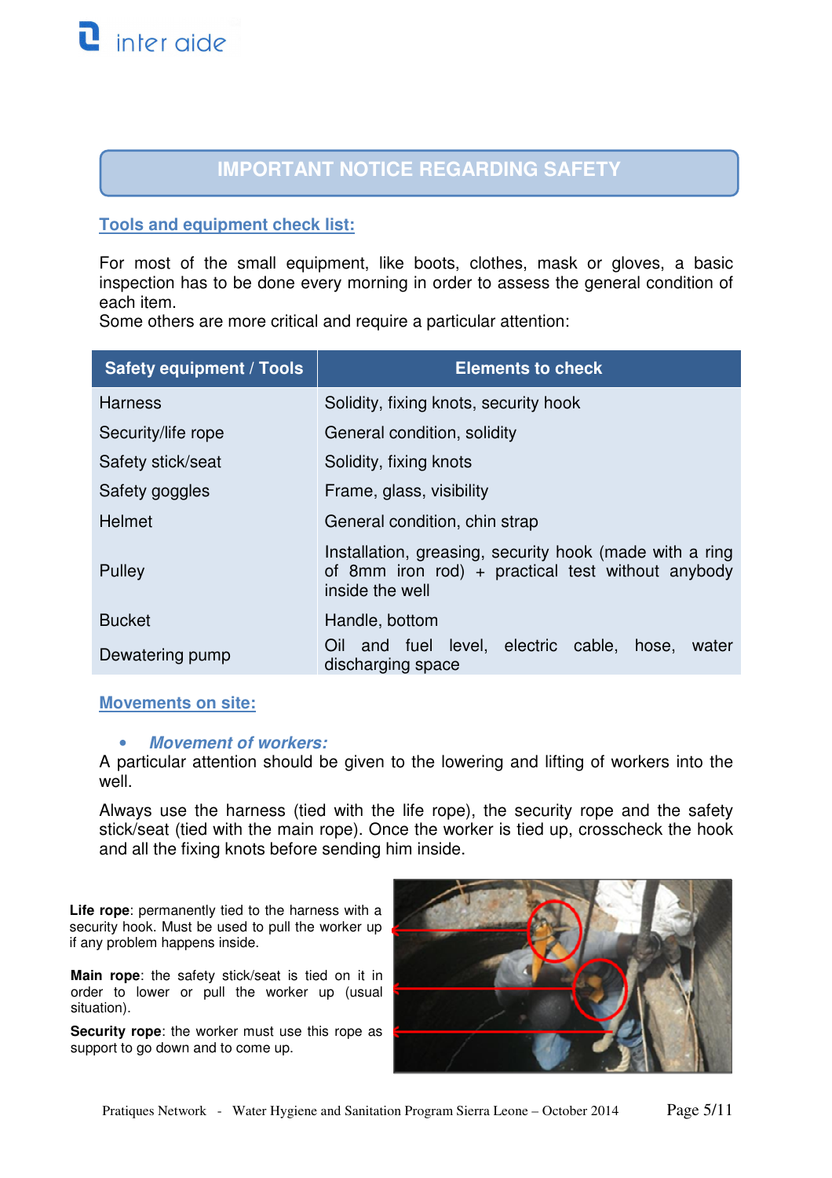## IMPORTANT NOTICE REGARDING SAFETY

### Tools and equipment check list:

For most of the small equipment, like boots, clothes, mask or gloves, a basic inspection has to be done every morning in order to assess the general condition of each item.
Some others are more critical and require a particular attention:

| Safety equipment / Tools | Elements to check |
|---|---|
| Harness | Solidity, fixing knots, security hook |
| Security/life rope | General condition, solidity |
| Safety stick/seat | Solidity, fixing knots |
| Safety goggles | Frame, glass, visibility |
| Helmet | General condition, chin strap |
| Pulley | Installation, greasing, security hook (made with a ring of 8mm iron rod) + practical test without anybody inside the well |
| Bucket | Handle, bottom |
| Dewatering pump | Oil and fuel level, electric cable, hose, water discharging space |

### Movements on site:

- ***Movement of workers:***

A particular attention should be given to the lowering and lifting of workers into the well.

Always use the harness (tied with the life rope), the security rope and the safety stick/seat (tied with the main rope). Once the worker is tied up, crosscheck the hook and all the fixing knots before sending him inside.

**Life rope**: permanently tied to the harness with a security hook. Must be used to pull the worker up if any problem happens inside.

**Main rope**: the safety stick/seat is tied on it in order to lower or pull the worker up (usual situation).

**Security rope**: the worker must use this rope as support to go down and to come up.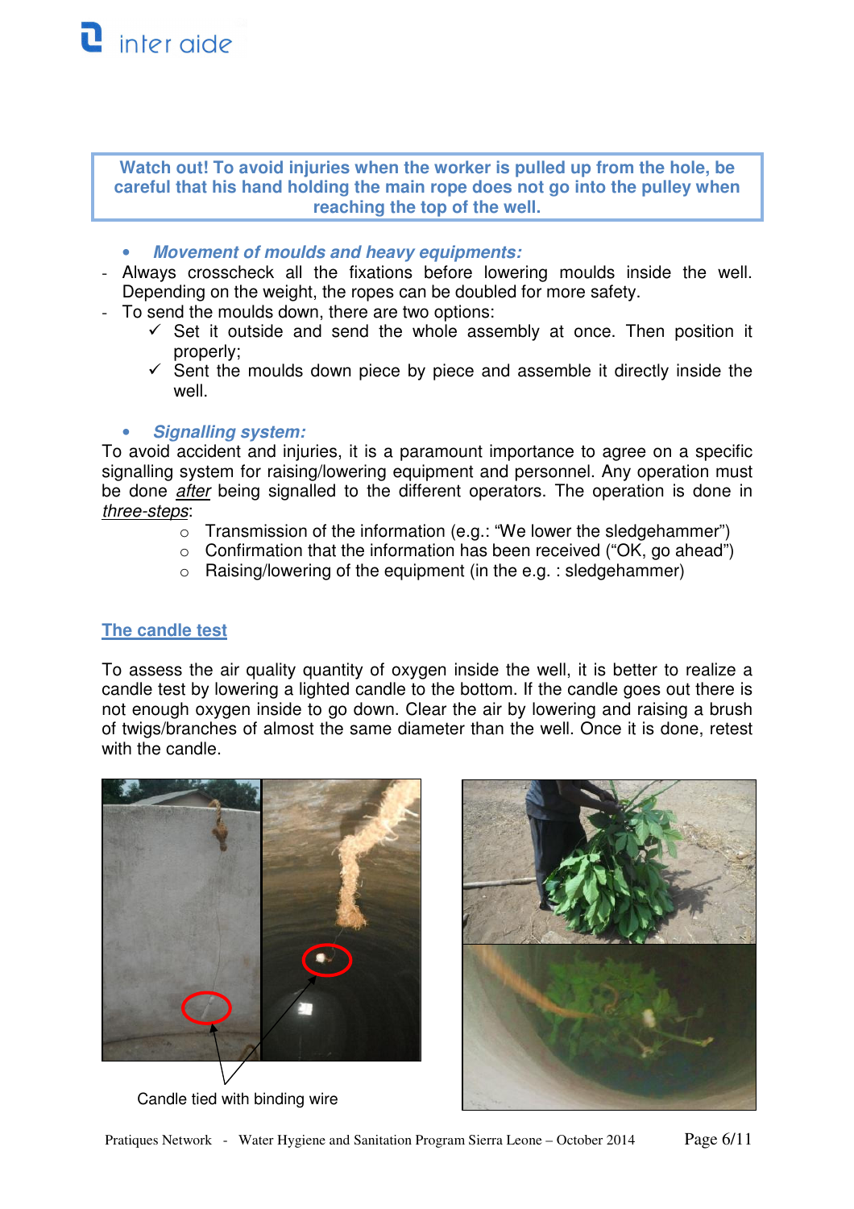**Watch out! To avoid injuries when the worker is pulled up from the hole, be careful that his hand holding the main rope does not go into the pulley when reaching the top of the well.**

- ***Movement of moulds and heavy equipments:***

- Always crosscheck all the fixations before lowering moulds inside the well. Depending on the weight, the ropes can be doubled for more safety.
- To send the moulds down, there are two options:
  - ✓ Set it outside and send the whole assembly at once. Then position it properly;
  - ✓ Sent the moulds down piece by piece and assemble it directly inside the well.

- ***Signalling system:***

To avoid accident and injuries, it is a paramount importance to agree on a specific signalling system for raising/lowering equipment and personnel. Any operation must be done _after_ being signalled to the different operators. The operation is done in _three-steps_:

- Transmission of the information (e.g.: "We lower the sledgehammer")
- Confirmation that the information has been received ("OK, go ahead")
- Raising/lowering of the equipment (in the e.g. : sledgehammer)

## The candle test

To assess the air quality quantity of oxygen inside the well, it is better to realize a candle test by lowering a lighted candle to the bottom. If the candle goes out there is not enough oxygen inside to go down. Clear the air by lowering and raising a brush of twigs/branches of almost the same diameter than the well. Once it is done, retest with the candle.

Candle tied with binding wire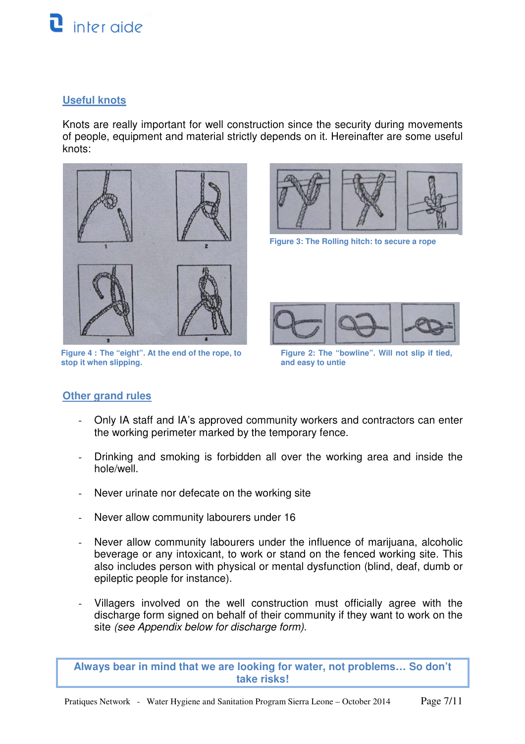## Useful knots

Knots are really important for well construction since the security during movements of people, equipment and material strictly depends on it. Hereinafter are some useful knots:

Figure 4 : The "eight". At the end of the rope, to stop it when slipping.

Figure 3: The Rolling hitch: to secure a rope

Figure 2: The "bowline". Will not slip if tied, and easy to untie

## Other grand rules

- Only IA staff and IA's approved community workers and contractors can enter the working perimeter marked by the temporary fence.
- Drinking and smoking is forbidden all over the working area and inside the hole/well.
- Never urinate nor defecate on the working site
- Never allow community labourers under 16
- Never allow community labourers under the influence of marijuana, alcoholic beverage or any intoxicant, to work or stand on the fenced working site. This also includes person with physical or mental dysfunction (blind, deaf, dumb or epileptic people for instance).
- Villagers involved on the well construction must officially agree with the discharge form signed on behalf of their community if they want to work on the site *(see Appendix below for discharge form).*

**Always bear in mind that we are looking for water, not problems… So don't take risks!**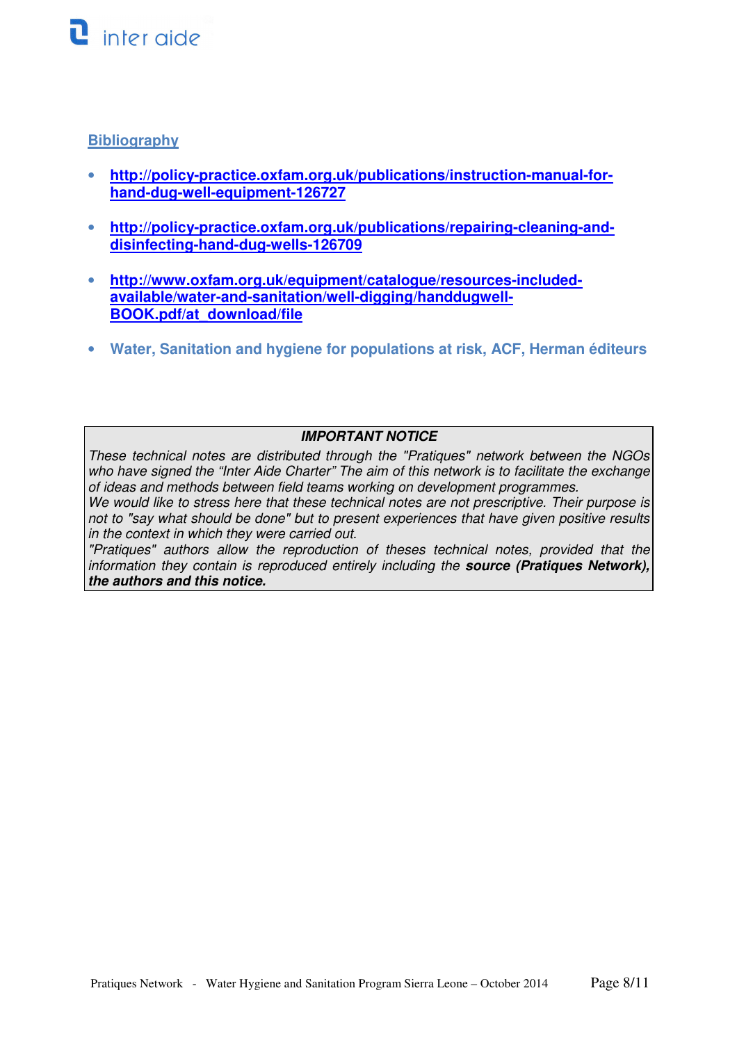## Bibliography

- http://policy-practice.oxfam.org.uk/publications/instruction-manual-for-hand-dug-well-equipment-126727
- http://policy-practice.oxfam.org.uk/publications/repairing-cleaning-and-disinfecting-hand-dug-wells-126709
- http://www.oxfam.org.uk/equipment/catalogue/resources-included-available/water-and-sanitation/well-digging/handdugwell-BOOK.pdf/at_download/file
- Water, Sanitation and hygiene for populations at risk, ACF, Herman éditeurs

> ***IMPORTANT NOTICE***
>
> *These technical notes are distributed through the "Pratiques" network between the NGOs who have signed the "Inter Aide Charter" The aim of this network is to facilitate the exchange of ideas and methods between field teams working on development programmes.*
>
> *We would like to stress here that these technical notes are not prescriptive. Their purpose is not to "say what should be done" but to present experiences that have given positive results in the context in which they were carried out.*
>
> *"Pratiques" authors allow the reproduction of theses technical notes, provided that the information they contain is reproduced entirely including the **source (Pratiques Network), the authors and this notice.***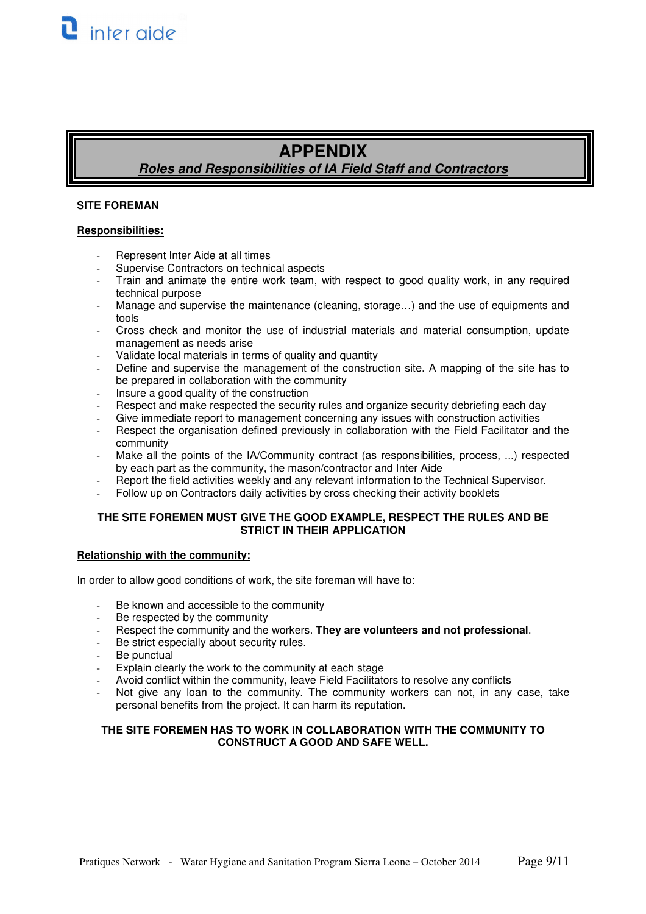# APPENDIX

***Roles and Responsibilities of IA Field Staff and Contractors***

**SITE FOREMAN**

**Responsibilities:**

- Represent Inter Aide at all times
- Supervise Contractors on technical aspects
- Train and animate the entire work team, with respect to good quality work, in any required technical purpose
- Manage and supervise the maintenance (cleaning, storage…) and the use of equipments and tools
- Cross check and monitor the use of industrial materials and material consumption, update management as needs arise
- Validate local materials in terms of quality and quantity
- Define and supervise the management of the construction site. A mapping of the site has to be prepared in collaboration with the community
- Insure a good quality of the construction
- Respect and make respected the security rules and organize security debriefing each day
- Give immediate report to management concerning any issues with construction activities
- Respect the organisation defined previously in collaboration with the Field Facilitator and the community
- Make all the points of the IA/Community contract (as responsibilities, process, ...) respected by each part as the community, the mason/contractor and Inter Aide
- Report the field activities weekly and any relevant information to the Technical Supervisor.
- Follow up on Contractors daily activities by cross checking their activity booklets

**THE SITE FOREMEN MUST GIVE THE GOOD EXAMPLE, RESPECT THE RULES AND BE STRICT IN THEIR APPLICATION**

**Relationship with the community:**

In order to allow good conditions of work, the site foreman will have to:

- Be known and accessible to the community
- Be respected by the community
- Respect the community and the workers. **They are volunteers and not professional**.
- Be strict especially about security rules.
- Be punctual
- Explain clearly the work to the community at each stage
- Avoid conflict within the community, leave Field Facilitators to resolve any conflicts
- Not give any loan to the community. The community workers can not, in any case, take personal benefits from the project. It can harm its reputation.

**THE SITE FOREMEN HAS TO WORK IN COLLABORATION WITH THE COMMUNITY TO CONSTRUCT A GOOD AND SAFE WELL.**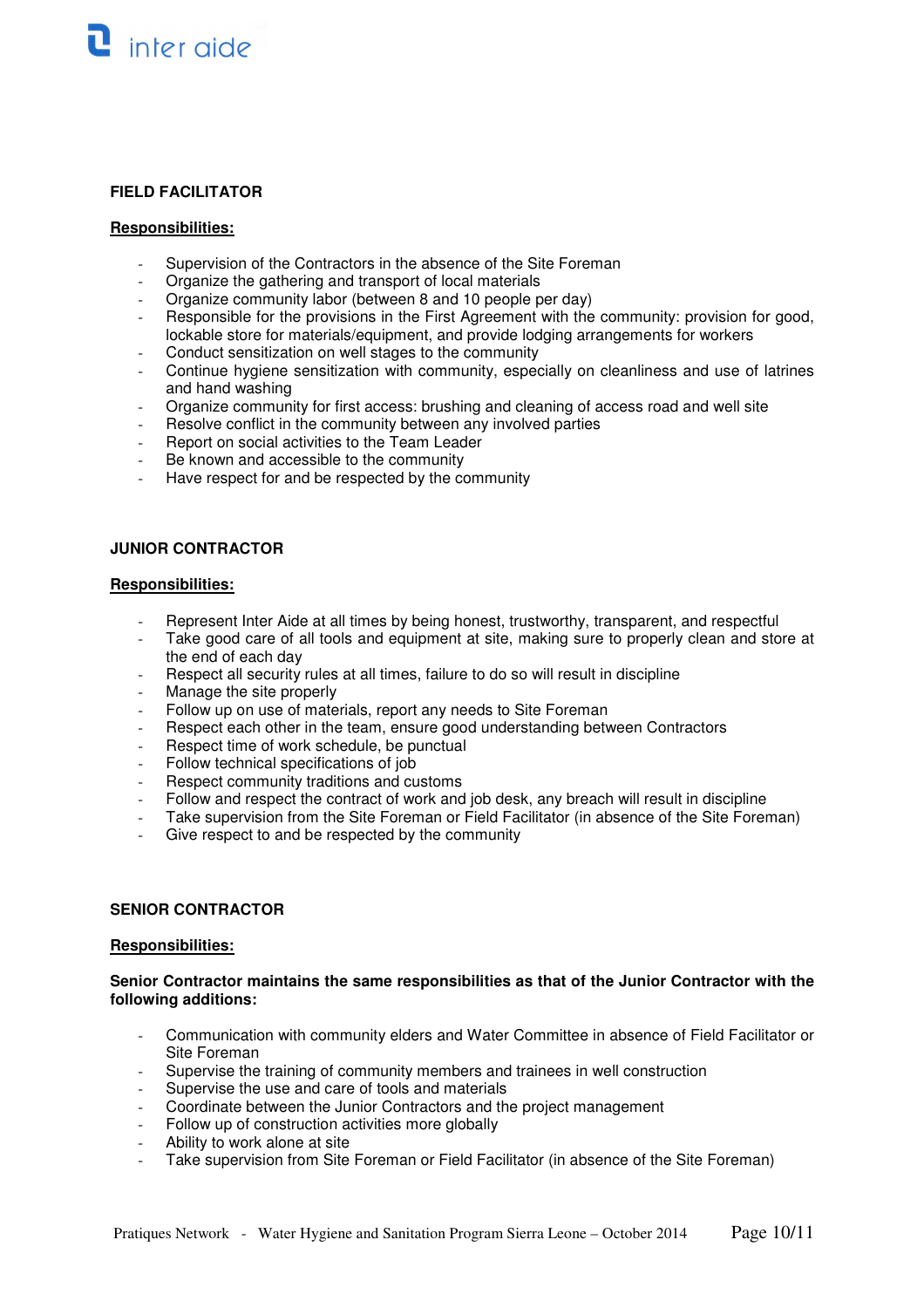## FIELD FACILITATOR

**Responsibilities:**

- Supervision of the Contractors in the absence of the Site Foreman
- Organize the gathering and transport of local materials
- Organize community labor (between 8 and 10 people per day)
- Responsible for the provisions in the First Agreement with the community: provision for good, lockable store for materials/equipment, and provide lodging arrangements for workers
- Conduct sensitization on well stages to the community
- Continue hygiene sensitization with community, especially on cleanliness and use of latrines and hand washing
- Organize community for first access: brushing and cleaning of access road and well site
- Resolve conflict in the community between any involved parties
- Report on social activities to the Team Leader
- Be known and accessible to the community
- Have respect for and be respected by the community

## JUNIOR CONTRACTOR

**Responsibilities:**

- Represent Inter Aide at all times by being honest, trustworthy, transparent, and respectful
- Take good care of all tools and equipment at site, making sure to properly clean and store at the end of each day
- Respect all security rules at all times, failure to do so will result in discipline
- Manage the site properly
- Follow up on use of materials, report any needs to Site Foreman
- Respect each other in the team, ensure good understanding between Contractors
- Respect time of work schedule, be punctual
- Follow technical specifications of job
- Respect community traditions and customs
- Follow and respect the contract of work and job desk, any breach will result in discipline
- Take supervision from the Site Foreman or Field Facilitator (in absence of the Site Foreman)
- Give respect to and be respected by the community

## SENIOR CONTRACTOR

**Responsibilities:**

**Senior Contractor maintains the same responsibilities as that of the Junior Contractor with the following additions:**

- Communication with community elders and Water Committee in absence of Field Facilitator or Site Foreman
- Supervise the training of community members and trainees in well construction
- Supervise the use and care of tools and materials
- Coordinate between the Junior Contractors and the project management
- Follow up of construction activities more globally
- Ability to work alone at site
- Take supervision from Site Foreman or Field Facilitator (in absence of the Site Foreman)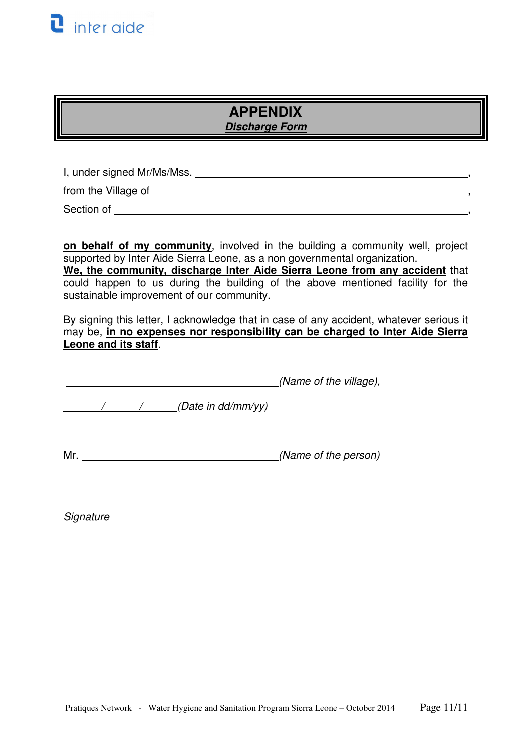# APPENDIX

## *Discharge Form*

I, under signed Mr/Ms/Mss. ______________________________,

from the Village of ______________________________,

Section of ______________________________,

**on behalf of my community**, involved in the building a community well, project supported by Inter Aide Sierra Leone, as a non governmental organization.
**We, the community, discharge Inter Aide Sierra Leone from any accident** that could happen to us during the building of the above mentioned facility for the sustainable improvement of our community.

By signing this letter, I acknowledge that in case of any accident, whatever serious it may be, **in no expenses nor responsibility can be charged to Inter Aide Sierra Leone and its staff**.

______________________________*(Name of the village),*

_____/_____/_____*(Date in dd/mm/yy)*

Mr. ______________________________*(Name of the person)*

*Signature*